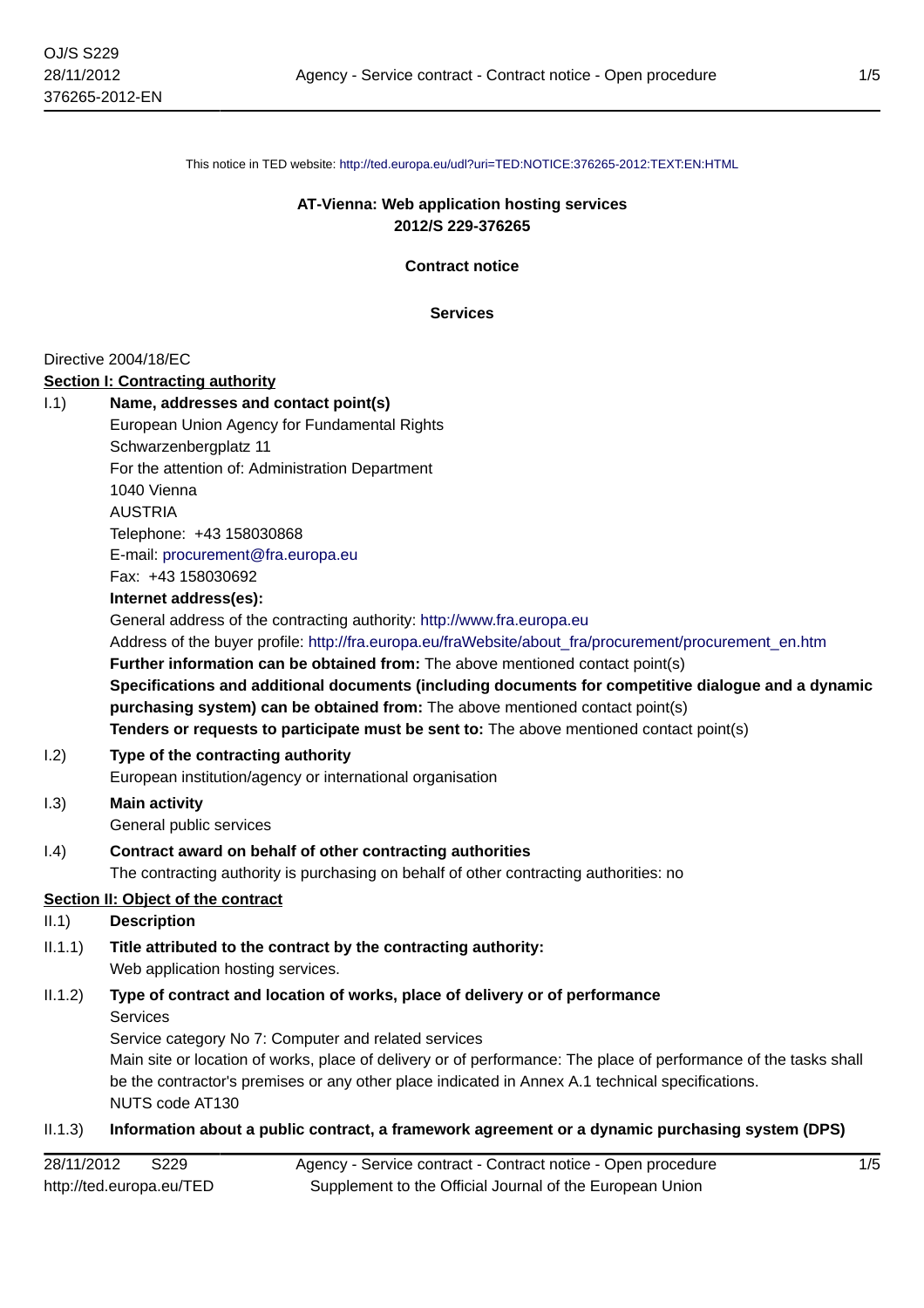This notice in TED website: http://ted.europa.eu/udl?uri=TED:NOTICE:376265-2012:TEXT:EN:HTML

**AT-Vienna: Web application hosting services**
**2012/S 229-376265**

**Contract notice**

**Services**

Directive 2004/18/EC

**Section I: Contracting authority**

I.1) **Name, addresses and contact point(s)**

European Union Agency for Fundamental Rights
Schwarzenbergplatz 11
For the attention of: Administration Department
1040 Vienna
AUSTRIA
Telephone: +43 158030868
E-mail: procurement@fra.europa.eu
Fax: +43 158030692

**Internet address(es):**

General address of the contracting authority: http://www.fra.europa.eu

Address of the buyer profile: http://fra.europa.eu/fraWebsite/about_fra/procurement/procurement_en.htm

**Further information can be obtained from:** The above mentioned contact point(s)

**Specifications and additional documents (including documents for competitive dialogue and a dynamic purchasing system) can be obtained from:** The above mentioned contact point(s)

**Tenders or requests to participate must be sent to:** The above mentioned contact point(s)

I.2) **Type of the contracting authority**

European institution/agency or international organisation

I.3) **Main activity**

General public services

I.4) **Contract award on behalf of other contracting authorities**

The contracting authority is purchasing on behalf of other contracting authorities: no

**Section II: Object of the contract**

II.1) **Description**

II.1.1) **Title attributed to the contract by the contracting authority:**

Web application hosting services.

II.1.2) **Type of contract and location of works, place of delivery or of performance**

Services
Service category No 7: Computer and related services
Main site or location of works, place of delivery or of performance: The place of performance of the tasks shall be the contractor's premises or any other place indicated in Annex A.1 technical specifications.
NUTS code AT130

II.1.3) **Information about a public contract, a framework agreement or a dynamic purchasing system (DPS)**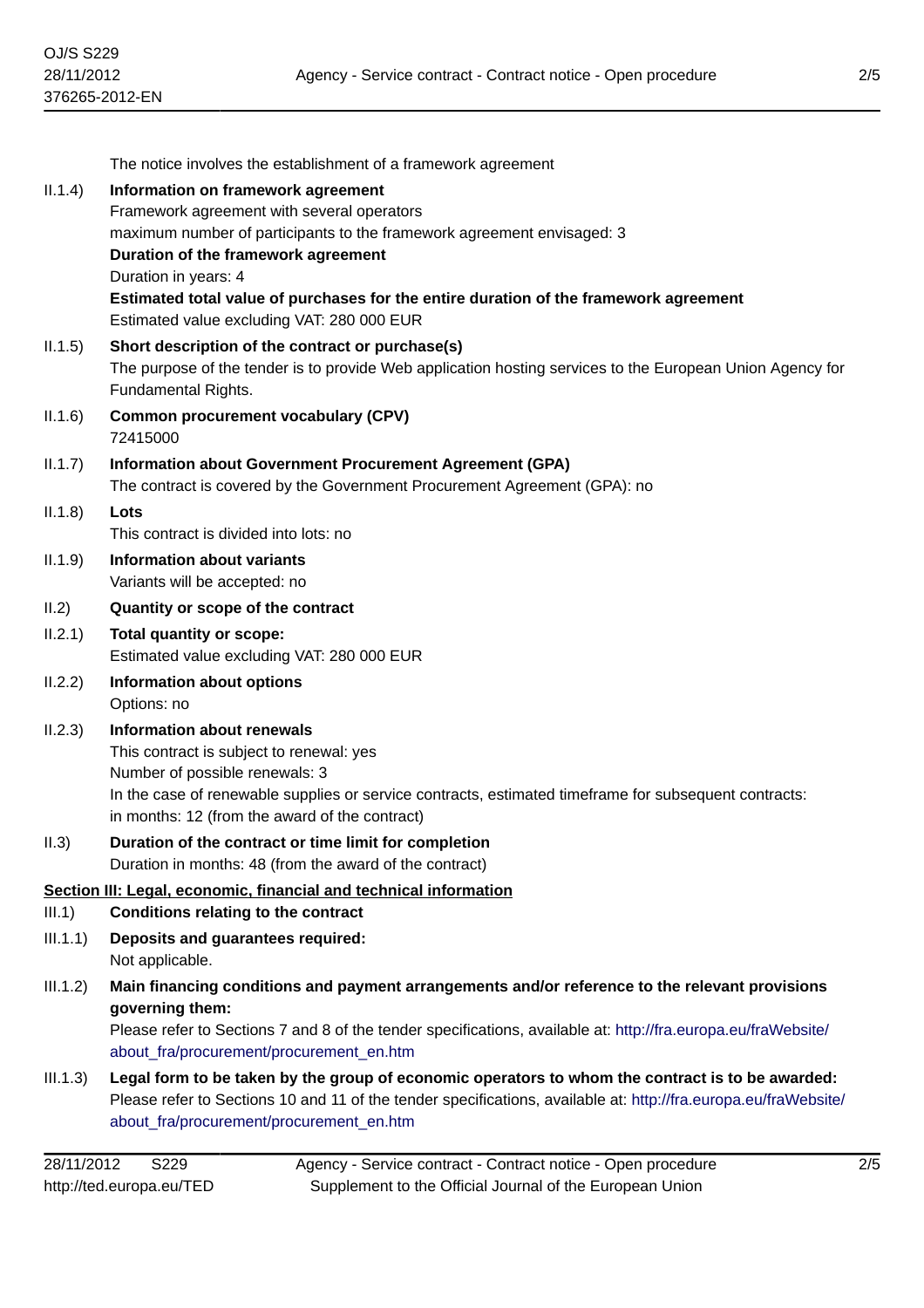The notice involves the establishment of a framework agreement

II.1.4) **Information on framework agreement**

Framework agreement with several operators

maximum number of participants to the framework agreement envisaged: 3

**Duration of the framework agreement**

Duration in years: 4

**Estimated total value of purchases for the entire duration of the framework agreement**

Estimated value excluding VAT: 280 000 EUR

II.1.5) **Short description of the contract or purchase(s)**

The purpose of the tender is to provide Web application hosting services to the European Union Agency for Fundamental Rights.

II.1.6) **Common procurement vocabulary (CPV)**

72415000

II.1.7) **Information about Government Procurement Agreement (GPA)**

The contract is covered by the Government Procurement Agreement (GPA): no

II.1.8) **Lots**

This contract is divided into lots: no

II.1.9) **Information about variants**

Variants will be accepted: no

II.2) **Quantity or scope of the contract**

II.2.1) **Total quantity or scope:**

Estimated value excluding VAT: 280 000 EUR

II.2.2) **Information about options**

Options: no

II.2.3) **Information about renewals**

This contract is subject to renewal: yes

Number of possible renewals: 3

In the case of renewable supplies or service contracts, estimated timeframe for subsequent contracts:

in months: 12 (from the award of the contract)

II.3) **Duration of the contract or time limit for completion**

Duration in months: 48 (from the award of the contract)

**Section III: Legal, economic, financial and technical information**

III.1) **Conditions relating to the contract**

III.1.1) **Deposits and guarantees required:**

Not applicable.

III.1.2) **Main financing conditions and payment arrangements and/or reference to the relevant provisions governing them:**

Please refer to Sections 7 and 8 of the tender specifications, available at: http://fra.europa.eu/fraWebsite/about_fra/procurement/procurement_en.htm

III.1.3) **Legal form to be taken by the group of economic operators to whom the contract is to be awarded:**

Please refer to Sections 10 and 11 of the tender specifications, available at: http://fra.europa.eu/fraWebsite/about_fra/procurement/procurement_en.htm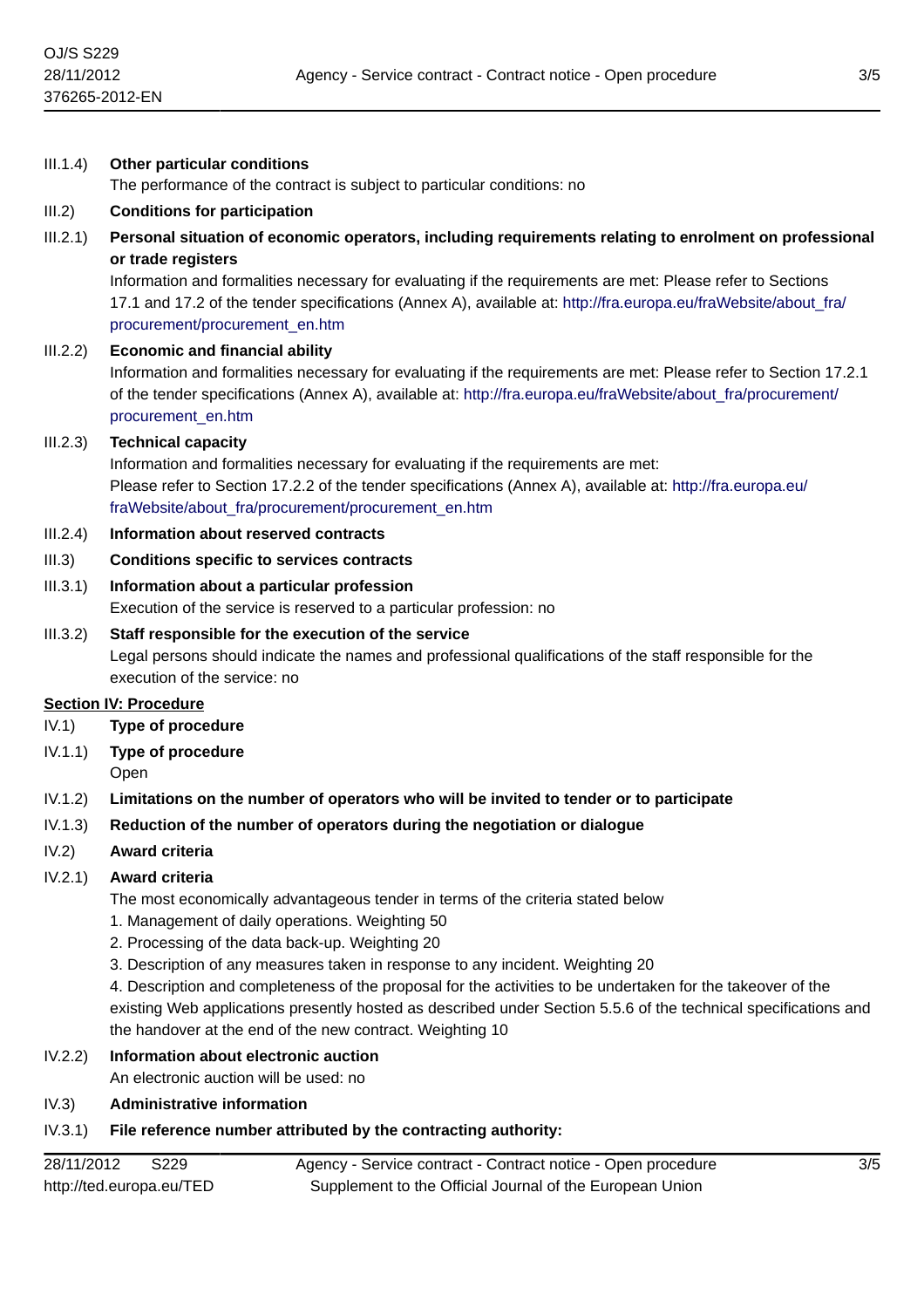III.1.4) **Other particular conditions**

The performance of the contract is subject to particular conditions: no

III.2) **Conditions for participation**

III.2.1) **Personal situation of economic operators, including requirements relating to enrolment on professional or trade registers**

Information and formalities necessary for evaluating if the requirements are met: Please refer to Sections 17.1 and 17.2 of the tender specifications (Annex A), available at: http://fra.europa.eu/fraWebsite/about_fra/procurement/procurement_en.htm

III.2.2) **Economic and financial ability**

Information and formalities necessary for evaluating if the requirements are met: Please refer to Section 17.2.1 of the tender specifications (Annex A), available at: http://fra.europa.eu/fraWebsite/about_fra/procurement/procurement_en.htm

III.2.3) **Technical capacity**

Information and formalities necessary for evaluating if the requirements are met:
Please refer to Section 17.2.2 of the tender specifications (Annex A), available at: http://fra.europa.eu/fraWebsite/about_fra/procurement/procurement_en.htm

III.2.4) **Information about reserved contracts**

III.3) **Conditions specific to services contracts**

III.3.1) **Information about a particular profession**

Execution of the service is reserved to a particular profession: no

III.3.2) **Staff responsible for the execution of the service**

Legal persons should indicate the names and professional qualifications of the staff responsible for the execution of the service: no

## Section IV: Procedure

IV.1) **Type of procedure**

IV.1.1) **Type of procedure**

Open

IV.1.2) **Limitations on the number of operators who will be invited to tender or to participate**

IV.1.3) **Reduction of the number of operators during the negotiation or dialogue**

IV.2) **Award criteria**

IV.2.1) **Award criteria**

The most economically advantageous tender in terms of the criteria stated below

1. Management of daily operations. Weighting 50
2. Processing of the data back-up. Weighting 20
3. Description of any measures taken in response to any incident. Weighting 20
4. Description and completeness of the proposal for the activities to be undertaken for the takeover of the existing Web applications presently hosted as described under Section 5.5.6 of the technical specifications and the handover at the end of the new contract. Weighting 10

IV.2.2) **Information about electronic auction**

An electronic auction will be used: no

IV.3) **Administrative information**

IV.3.1) **File reference number attributed by the contracting authority:**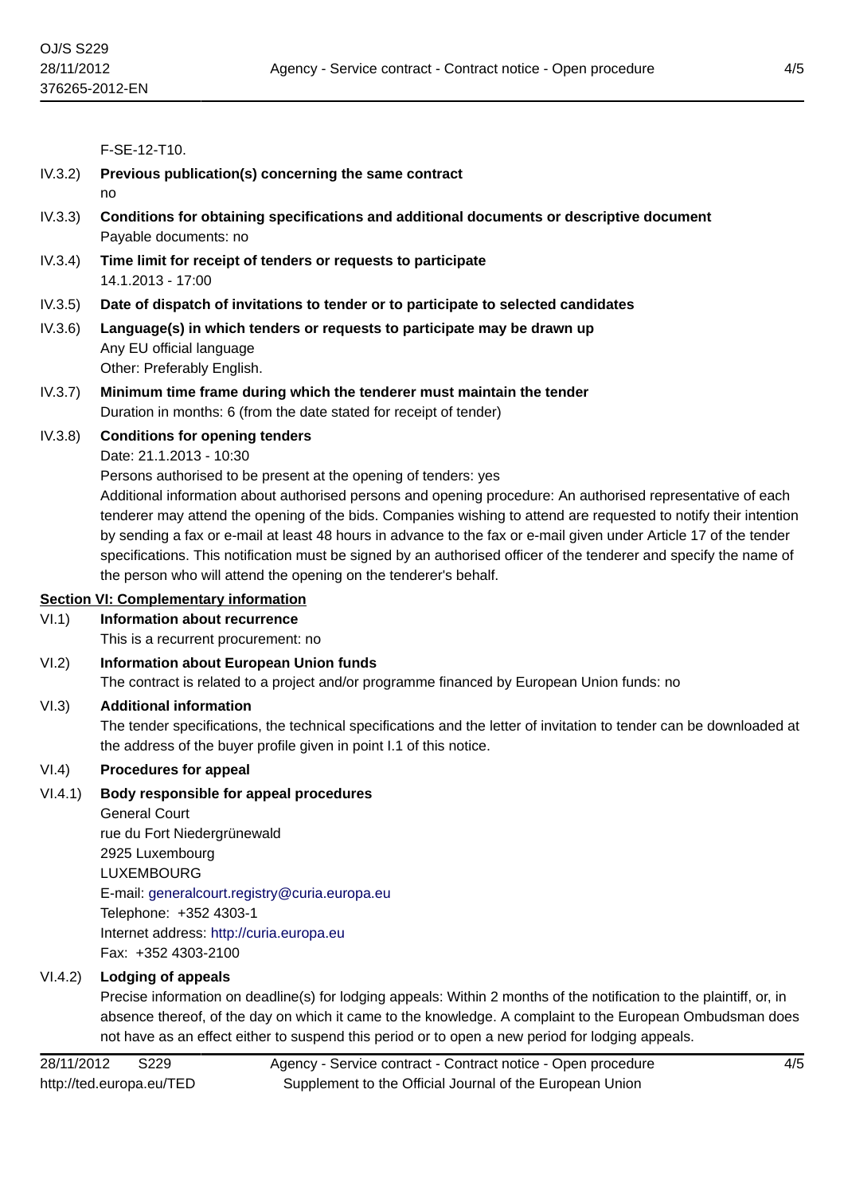F-SE-12-T10.

IV.3.2) **Previous publication(s) concerning the same contract**
no

IV.3.3) **Conditions for obtaining specifications and additional documents or descriptive document**
Payable documents: no

IV.3.4) **Time limit for receipt of tenders or requests to participate**
14.1.2013 - 17:00

IV.3.5) **Date of dispatch of invitations to tender or to participate to selected candidates**

IV.3.6) **Language(s) in which tenders or requests to participate may be drawn up**
Any EU official language
Other: Preferably English.

IV.3.7) **Minimum time frame during which the tenderer must maintain the tender**
Duration in months: 6 (from the date stated for receipt of tender)

IV.3.8) **Conditions for opening tenders**
Date: 21.1.2013 - 10:30
Persons authorised to be present at the opening of tenders: yes
Additional information about authorised persons and opening procedure: An authorised representative of each tenderer may attend the opening of the bids. Companies wishing to attend are requested to notify their intention by sending a fax or e-mail at least 48 hours in advance to the fax or e-mail given under Article 17 of the tender specifications. This notification must be signed by an authorised officer of the tenderer and specify the name of the person who will attend the opening on the tenderer's behalf.

## Section VI: Complementary information

VI.1) **Information about recurrence**
This is a recurrent procurement: no

VI.2) **Information about European Union funds**
The contract is related to a project and/or programme financed by European Union funds: no

VI.3) **Additional information**
The tender specifications, the technical specifications and the letter of invitation to tender can be downloaded at the address of the buyer profile given in point I.1 of this notice.

VI.4) **Procedures for appeal**

VI.4.1) **Body responsible for appeal procedures**
General Court
rue du Fort Niedergrünewald
2925 Luxembourg
LUXEMBOURG
E-mail: generalcourt.registry@curia.europa.eu
Telephone: +352 4303-1
Internet address: http://curia.europa.eu
Fax: +352 4303-2100

VI.4.2) **Lodging of appeals**
Precise information on deadline(s) for lodging appeals: Within 2 months of the notification to the plaintiff, or, in absence thereof, of the day on which it came to the knowledge. A complaint to the European Ombudsman does not have as an effect either to suspend this period or to open a new period for lodging appeals.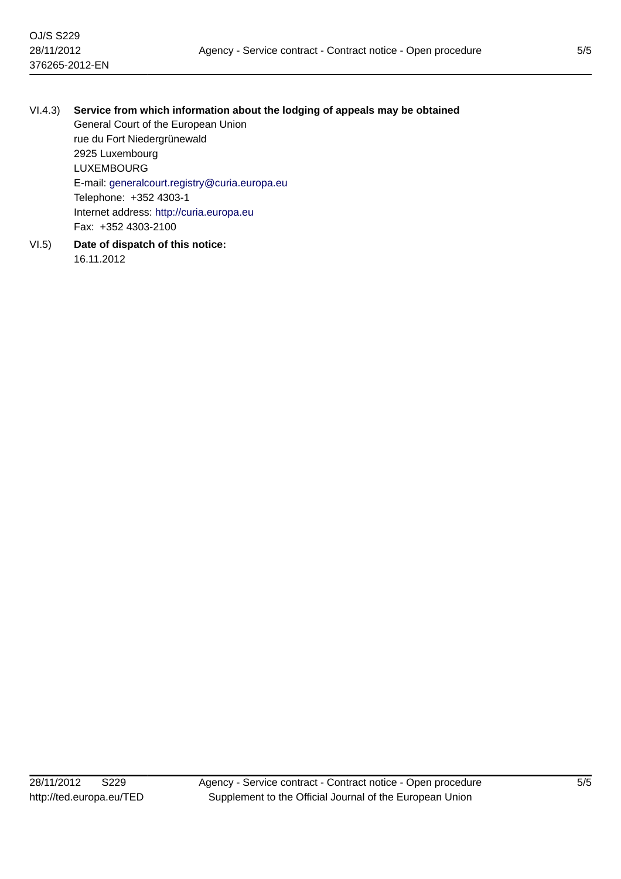VI.4.3) **Service from which information about the lodging of appeals may be obtained**

General Court of the European Union
rue du Fort Niedergrünewald
2925 Luxembourg
LUXEMBOURG
E-mail: generalcourt.registry@curia.europa.eu
Telephone: +352 4303-1
Internet address: http://curia.europa.eu
Fax: +352 4303-2100

VI.5) **Date of dispatch of this notice:**

16.11.2012